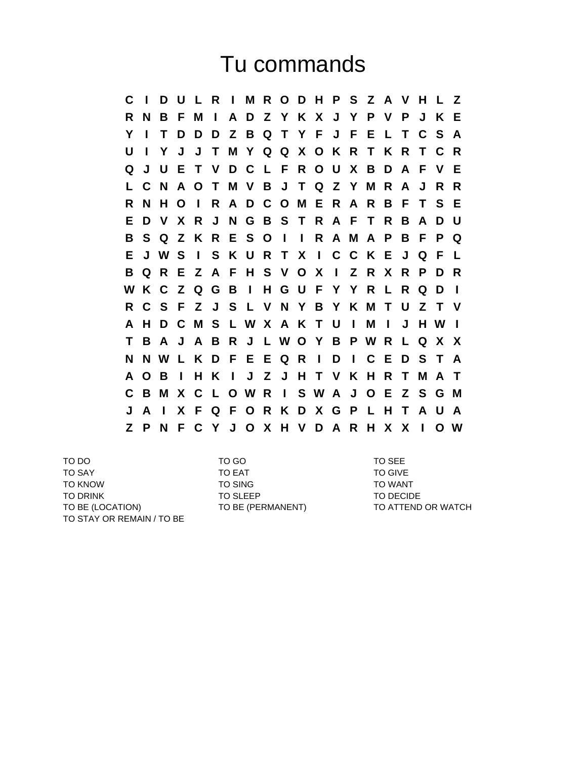# Tu commands

```
C I D U L R I M R O D H P S Z A V H L Z
R N B F M I A D Z Y K X J Y P V P J K E
Y I T D D D Z B Q T Y F J F E L T C S A
U I Y J J T M Y Q Q X O K R T K R T C R
Q J U E T V D C L F R O U X B D A F V E
L C N A O T M V B J T Q Z Y M R A J R R
R N H O I R A D C O M E R A R B F T S E
E D V X R J N G B S T R A F T R B A D U
B S Q Z K R E S O I I R A M A P B F P Q
E J W S I S K U R T X I C C K E J Q F L
B Q R E Z A F H S V O X I Z R X R P D R
W K C Z Q G B I H G U F Y Y R L R Q D I
R C S F Z J S L V N Y B Y K M T U Z T V
A H D C M S L W X A K T U I M I J H W I
T B A J A B R J L W O Y B P W R L Q X X
N N W L K D F E E Q R I D I C E D S T A
A O B I H K I J Z J H T V K H R T M A T
C B M X C L O W R I S W A J O E Z S G M
J A I X F Q F O R K D X G P L H T A U A
Z P N F C Y J O X H V D A R H X X I O W
```

| | | |
|---|---|---|
| TO DO | TO GO | TO SEE |
| TO SAY | TO EAT | TO GIVE |
| TO KNOW | TO SING | TO WANT |
| TO DRINK | TO SLEEP | TO DECIDE |
| TO BE (LOCATION) | TO BE (PERMANENT) | TO ATTEND OR WATCH |
| TO STAY OR REMAIN / TO BE | | |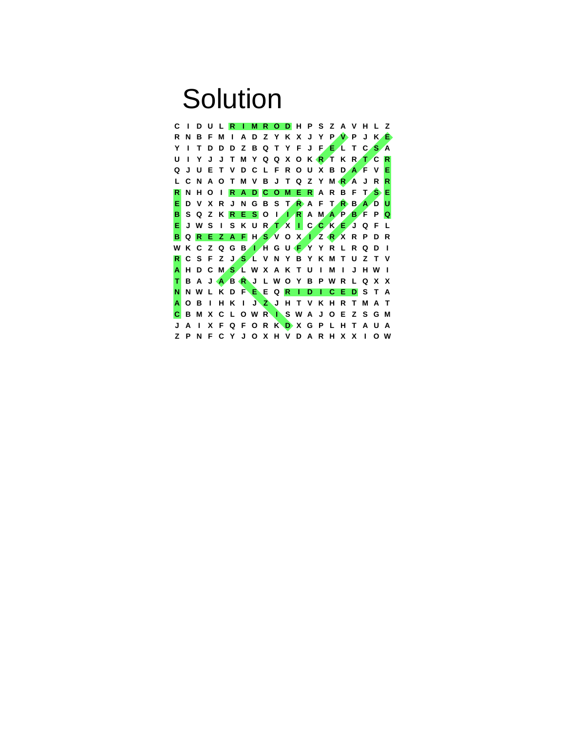# Solution

| | | | | | | | | | | | | | | | | | | | |
|---|---|---|---|---|---|---|---|---|---|---|---|---|---|---|---|---|---|---|---|
| C | I | D | U | L | R | I | M | R | O | D | H | P | S | Z | A | V | H | L | Z |
| R | N | B | F | M | I | A | D | Z | Y | K | X | J | Y | P | V | P | J | K | E |
| Y | I | T | D | D | D | Z | B | Q | T | Y | F | J | F | E | L | T | C | S | A |
| U | I | Y | J | J | T | M | Y | Q | Q | X | O | K | R | T | K | R | T | C | R |
| Q | J | U | E | T | V | D | C | L | F | R | O | U | X | B | D | A | F | V | E |
| L | C | N | A | O | T | M | V | B | J | T | Q | Z | Y | M | R | A | J | R | R |
| R | N | H | O | I | R | A | D | C | O | M | E | R | A | R | B | F | T | S | E |
| E | D | V | X | R | J | N | G | B | S | T | R | A | F | T | R | B | A | D | U |
| B | S | Q | Z | K | R | E | S | O | I | I | R | A | M | A | P | B | F | P | Q |
| E | J | W | S | I | S | K | U | R | T | X | I | C | C | K | E | J | Q | F | L |
| B | Q | R | E | Z | A | F | H | S | V | O | X | I | Z | R | X | R | P | D | R |
| W | K | C | Z | Q | G | B | I | H | G | U | F | Y | Y | R | L | R | Q | D | I |
| R | C | S | F | Z | J | S | L | V | N | Y | B | Y | K | M | T | U | Z | T | V |
| A | H | D | C | M | S | L | W | X | A | K | T | U | I | M | I | J | H | W | I |
| T | B | A | J | A | B | R | J | L | W | O | Y | B | P | W | R | L | Q | X | X |
| N | N | W | L | K | D | F | E | E | Q | R | I | D | I | C | E | D | S | T | A |
| A | O | B | I | H | K | I | J | Z | J | H | T | V | K | H | R | T | M | A | T |
| C | B | M | X | C | L | O | W | R | I | S | W | A | J | O | E | Z | S | G | M |
| J | A | I | X | F | Q | F | O | R | K | D | X | G | P | L | H | T | A | U | A |
| Z | P | N | F | C | Y | J | O | X | H | V | D | A | R | H | X | X | I | O | W |